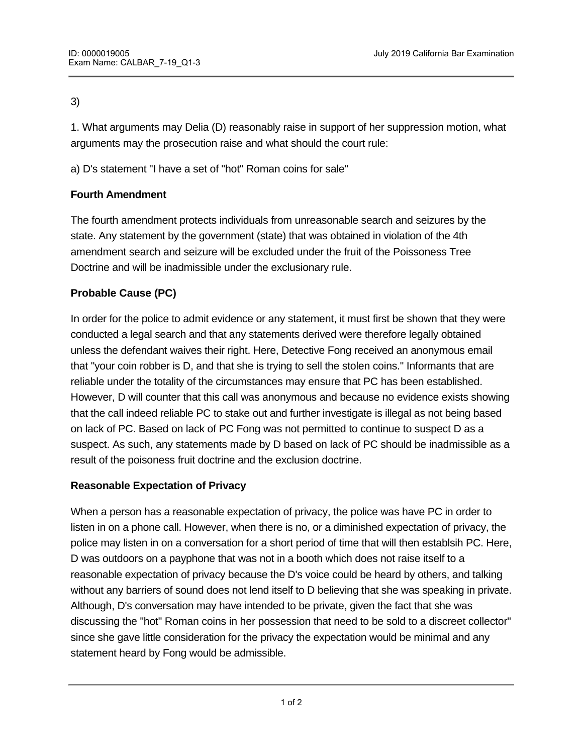3)

1. What arguments may Delia (D) reasonably raise in support of her suppression motion, what arguments may the prosecution raise and what should the court rule:

a) D's statement "I have a set of "hot" Roman coins for sale"

**Fourth Amendment**

The fourth amendment protects individuals from unreasonable search and seizures by the state. Any statement by the government (state) that was obtained in violation of the 4th amendment search and seizure will be excluded under the fruit of the Poissoness Tree Doctrine and will be inadmissible under the exclusionary rule.

**Probable Cause (PC)**

In order for the police to admit evidence or any statement, it must first be shown that they were conducted a legal search and that any statements derived were therefore legally obtained unless the defendant waives their right. Here, Detective Fong received an anonymous email that "your coin robber is D, and that she is trying to sell the stolen coins." Informants that are reliable under the totality of the circumstances may ensure that PC has been established. However, D will counter that this call was anonymous and because no evidence exists showing that the call indeed reliable PC to stake out and further investigate is illegal as not being based on lack of PC. Based on lack of PC Fong was not permitted to continue to suspect D as a suspect. As such, any statements made by D based on lack of PC should be inadmissible as a result of the poisoness fruit doctrine and the exclusion doctrine.

**Reasonable Expectation of Privacy**

When a person has a reasonable expectation of privacy, the police was have PC in order to listen in on a phone call. However, when there is no, or a diminished expectation of privacy, the police may listen in on a conversation for a short period of time that will then establsih PC. Here, D was outdoors on a payphone that was not in a booth which does not raise itself to a reasonable expectation of privacy because the D's voice could be heard by others, and talking without any barriers of sound does not lend itself to D believing that she was speaking in private. Although, D's conversation may have intended to be private, given the fact that she was discussing the "hot" Roman coins in her possession that need to be sold to a discreet collector" since she gave little consideration for the privacy the expectation would be minimal and any statement heard by Fong would be admissible.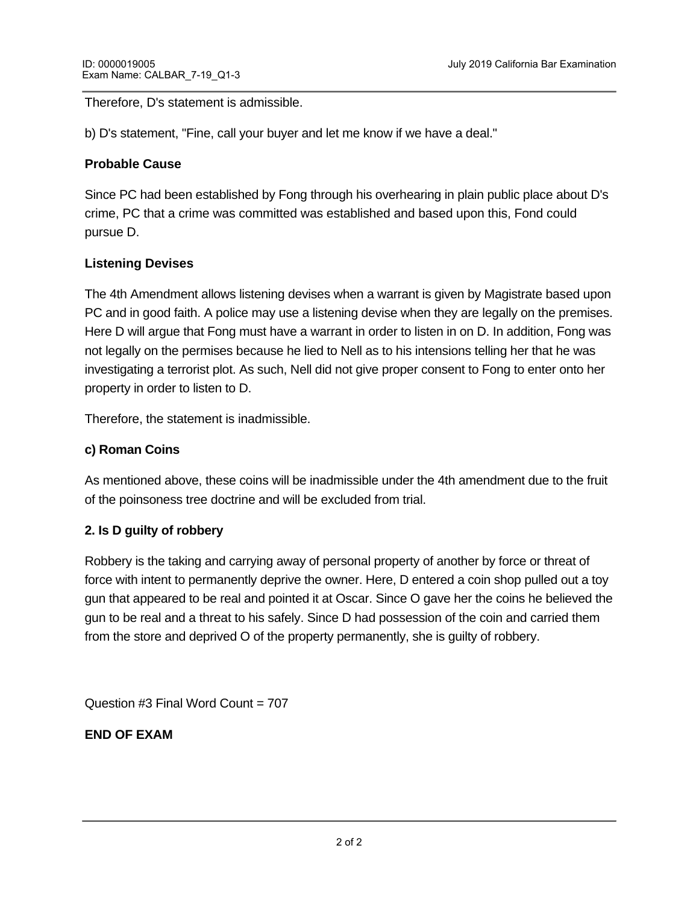Therefore, D's statement is admissible.

b) D's statement, "Fine, call your buyer and let me know if we have a deal."

**Probable Cause**

Since PC had been established by Fong through his overhearing in plain public place about D's crime, PC that a crime was committed was established and based upon this, Fond could pursue D.

**Listening Devises**

The 4th Amendment allows listening devises when a warrant is given by Magistrate based upon PC and in good faith. A police may use a listening devise when they are legally on the premises. Here D will argue that Fong must have a warrant in order to listen in on D. In addition, Fong was not legally on the permises because he lied to Nell as to his intensions telling her that he was investigating a terrorist plot. As such, Nell did not give proper consent to Fong to enter onto her property in order to listen to D.

Therefore, the statement is inadmissible.

**c) Roman Coins**

As mentioned above, these coins will be inadmissible under the 4th amendment due to the fruit of the poinsoness tree doctrine and will be excluded from trial.

**2. Is D guilty of robbery**

Robbery is the taking and carrying away of personal property of another by force or threat of force with intent to permanently deprive the owner. Here, D entered a coin shop pulled out a toy gun that appeared to be real and pointed it at Oscar. Since O gave her the coins he believed the gun to be real and a threat to his safely. Since D had possession of the coin and carried them from the store and deprived O of the property permanently, she is guilty of robbery.

Question #3 Final Word Count = 707

**END OF EXAM**